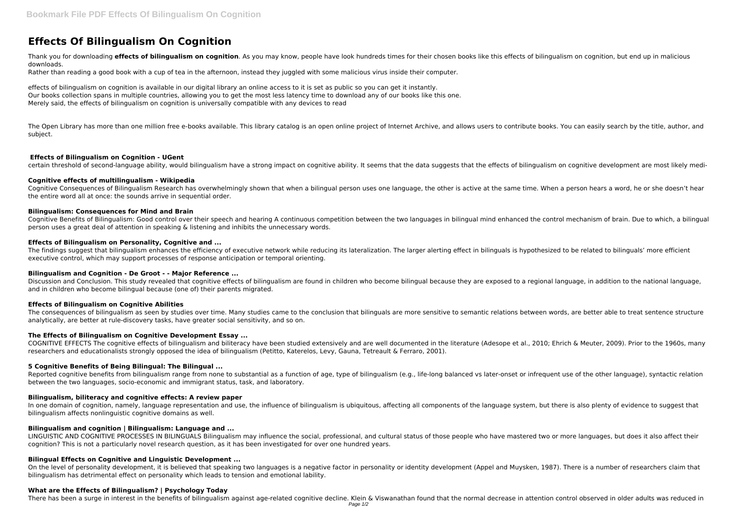# Effects Of Bilingualism On Cognition

Thank you for downloading **effects of bilingualism on cognition**. As you may know, people have look hundreds times for their chosen books like this effects of bilingualism on cognition, but end up in malicious downloads.

Rather than reading a good book with a cup of tea in the afternoon, instead they juggled with some malicious virus inside their computer.

effects of bilingualism on cognition is available in our digital library an online access to it is set as public so you can get it instantly.
Our books collection spans in multiple countries, allowing you to get the most less latency time to download any of our books like this one.
Merely said, the effects of bilingualism on cognition is universally compatible with any devices to read

The Open Library has more than one million free e-books available. This library catalog is an open online project of Internet Archive, and allows users to contribute books. You can easily search by the title, author, and subject.

### Effects of Bilingualism on Cognition - UGent

certain threshold of second-language ability, would bilingualism have a strong impact on cognitive ability. It seems that the data suggests that the effects of bilingualism on cognitive development are most likely medi-

### Cognitive effects of multilingualism - Wikipedia

Cognitive Consequences of Bilingualism Research has overwhelmingly shown that when a bilingual person uses one language, the other is active at the same time. When a person hears a word, he or she doesn't hear the entire word all at once: the sounds arrive in sequential order.

### Bilingualism: Consequences for Mind and Brain

Cognitive Benefits of Bilingualism: Good control over their speech and hearing A continuous competition between the two languages in bilingual mind enhanced the control mechanism of brain. Due to which, a bilingual person uses a great deal of attention in speaking & listening and inhibits the unnecessary words.

### Effects of Bilingualism on Personality, Cognitive and ...

The findings suggest that bilingualism enhances the efficiency of executive network while reducing its lateralization. The larger alerting effect in bilinguals is hypothesized to be related to bilinguals' more efficient executive control, which may support processes of response anticipation or temporal orienting.

### Bilingualism and Cognition - De Groot - - Major Reference ...

Discussion and Conclusion. This study revealed that cognitive effects of bilingualism are found in children who become bilingual because they are exposed to a regional language, in addition to the national language, and in children who become bilingual because (one of) their parents migrated.

### Effects of Bilingualism on Cognitive Abilities

The consequences of bilingualism as seen by studies over time. Many studies came to the conclusion that bilinguals are more sensitive to semantic relations between words, are better able to treat sentence structure analytically, are better at rule-discovery tasks, have greater social sensitivity, and so on.

### The Effects of Bilingualism on Cognitive Development Essay ...

COGNITIVE EFFECTS The cognitive effects of bilingualism and biliteracy have been studied extensively and are well documented in the literature (Adesope et al., 2010; Ehrich & Meuter, 2009). Prior to the 1960s, many researchers and educationalists strongly opposed the idea of bilingualism (Petitto, Katerelos, Levy, Gauna, Tetreault & Ferraro, 2001).

### 5 Cognitive Benefits of Being Bilingual: The Bilingual ...

Reported cognitive benefits from bilingualism range from none to substantial as a function of age, type of bilingualism (e.g., life-long balanced vs later-onset or infrequent use of the other language), syntactic relation between the two languages, socio-economic and immigrant status, task, and laboratory.

### Bilingualism, biliteracy and cognitive effects: A review paper

In one domain of cognition, namely, language representation and use, the influence of bilingualism is ubiquitous, affecting all components of the language system, but there is also plenty of evidence to suggest that bilingualism affects nonlinguistic cognitive domains as well.

### Bilingualism and cognition | Bilingualism: Language and ...

LINGUISTIC AND COGNITIVE PROCESSES IN BILINGUALS Bilingualism may influence the social, professional, and cultural status of those people who have mastered two or more languages, but does it also affect their cognition? This is not a particularly novel research question, as it has been investigated for over one hundred years.

### Bilingual Effects on Cognitive and Linguistic Development ...

On the level of personality development, it is believed that speaking two languages is a negative factor in personality or identity development (Appel and Muysken, 1987). There is a number of researchers claim that bilingualism has detrimental effect on personality which leads to tension and emotional lability.

### What are the Effects of Bilingualism? | Psychology Today

There has been a surge in interest in the benefits of bilingualism against age-related cognitive decline. Klein & Viswanathan found that the normal decrease in attention control observed in older adults was reduced in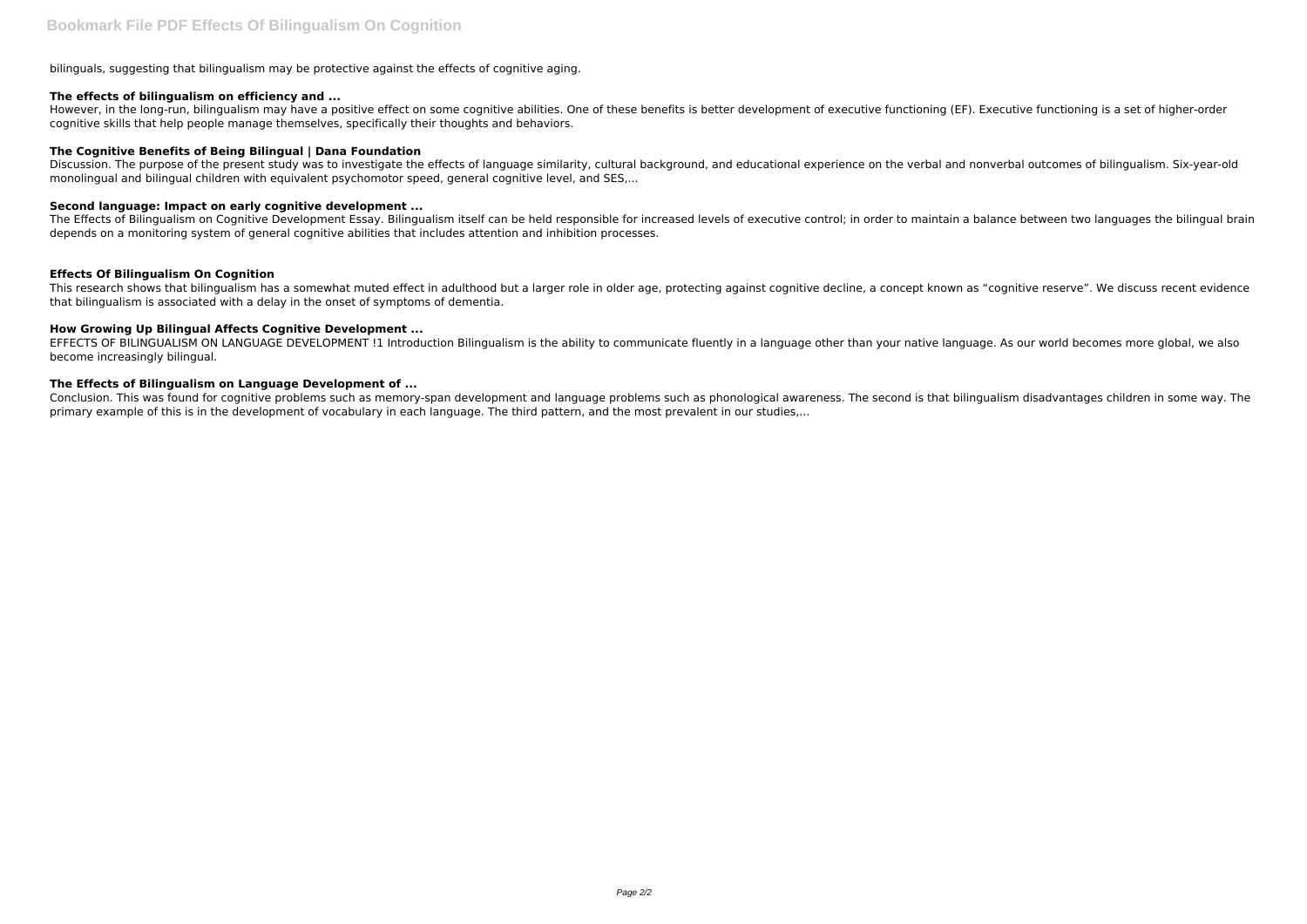bilinguals, suggesting that bilingualism may be protective against the effects of cognitive aging.

### The effects of bilingualism on efficiency and ...

However, in the long-run, bilingualism may have a positive effect on some cognitive abilities. One of these benefits is better development of executive functioning (EF). Executive functioning is a set of higher-order cognitive skills that help people manage themselves, specifically their thoughts and behaviors.

### The Cognitive Benefits of Being Bilingual | Dana Foundation

Discussion. The purpose of the present study was to investigate the effects of language similarity, cultural background, and educational experience on the verbal and nonverbal outcomes of bilingualism. Six-year-old monolingual and bilingual children with equivalent psychomotor speed, general cognitive level, and SES,...

### Second language: Impact on early cognitive development ...

The Effects of Bilingualism on Cognitive Development Essay. Bilingualism itself can be held responsible for increased levels of executive control; in order to maintain a balance between two languages the bilingual brain depends on a monitoring system of general cognitive abilities that includes attention and inhibition processes.

### Effects Of Bilingualism On Cognition

This research shows that bilingualism has a somewhat muted effect in adulthood but a larger role in older age, protecting against cognitive decline, a concept known as “cognitive reserve”. We discuss recent evidence that bilingualism is associated with a delay in the onset of symptoms of dementia.

### How Growing Up Bilingual Affects Cognitive Development ...

EFFECTS OF BILINGUALISM ON LANGUAGE DEVELOPMENT !1 Introduction Bilingualism is the ability to communicate fluently in a language other than your native language. As our world becomes more global, we also become increasingly bilingual.

### The Effects of Bilingualism on Language Development of ...

Conclusion. This was found for cognitive problems such as memory-span development and language problems such as phonological awareness. The second is that bilingualism disadvantages children in some way. The primary example of this is in the development of vocabulary in each language. The third pattern, and the most prevalent in our studies,...